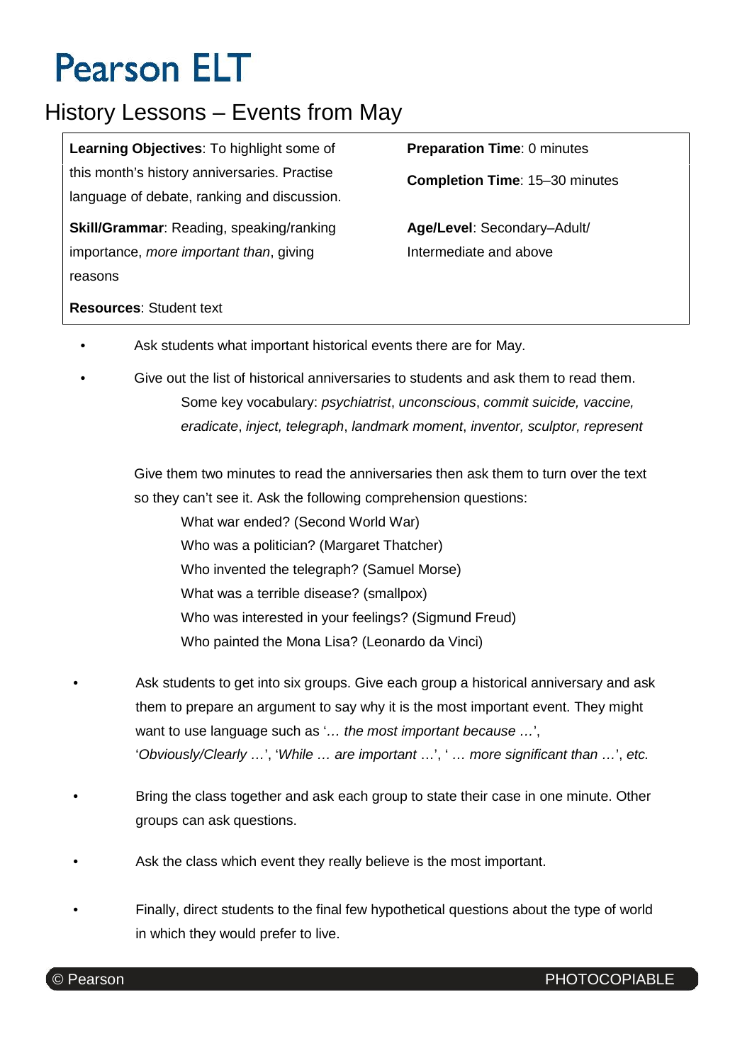# Pearson ELT

## History Lessons – Events from May

| | |
|---|---|
| **Learning Objectives**: To highlight some of this month's history anniversaries. Practise language of debate, ranking and discussion. | **Preparation Time**: 0 minutes |
| | **Completion Time**: 15–30 minutes |
| **Skill/Grammar**: Reading, speaking/ranking importance, *more important than*, giving reasons | **Age/Level**: Secondary–Adult/ Intermediate and above |
| **Resources**: Student text | |

- Ask students what important historical events there are for May.
- Give out the list of historical anniversaries to students and ask them to read them.

  Some key vocabulary: *psychiatrist*, *unconscious*, *commit suicide, vaccine, eradicate*, *inject, telegraph*, *landmark moment*, *inventor, sculptor, represent*

  Give them two minutes to read the anniversaries then ask them to turn over the text so they can't see it. Ask the following comprehension questions:

  What war ended? (Second World War)
  Who was a politician? (Margaret Thatcher)
  Who invented the telegraph? (Samuel Morse)
  What was a terrible disease? (smallpox)
  Who was interested in your feelings? (Sigmund Freud)
  Who painted the Mona Lisa? (Leonardo da Vinci)

- Ask students to get into six groups. Give each group a historical anniversary and ask them to prepare an argument to say why it is the most important event. They might want to use language such as '*… the most important because …*', '*Obviously/Clearly …*', '*While … are important …*', '*… more significant than …*', *etc.*
- Bring the class together and ask each group to state their case in one minute. Other groups can ask questions.
- Ask the class which event they really believe is the most important.
- Finally, direct students to the final few hypothetical questions about the type of world in which they would prefer to live.

© Pearson PHOTOCOPIABLE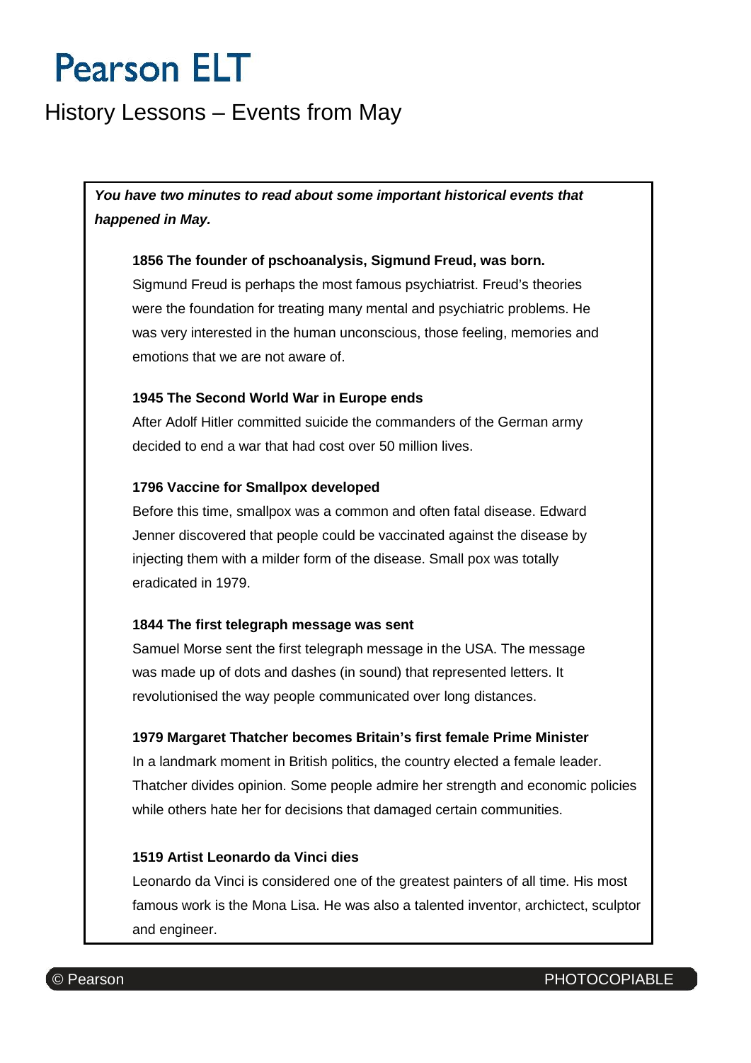# Pearson ELT

## History Lessons – Events from May

***You have two minutes to read about some important historical events that happened in May.***

**1856 The founder of pschoanalysis, Sigmund Freud, was born.**
Sigmund Freud is perhaps the most famous psychiatrist. Freud's theories were the foundation for treating many mental and psychiatric problems. He was very interested in the human unconscious, those feeling, memories and emotions that we are not aware of.

**1945 The Second World War in Europe ends**
After Adolf Hitler committed suicide the commanders of the German army decided to end a war that had cost over 50 million lives.

**1796 Vaccine for Smallpox developed**
Before this time, smallpox was a common and often fatal disease. Edward Jenner discovered that people could be vaccinated against the disease by injecting them with a milder form of the disease. Small pox was totally eradicated in 1979.

**1844 The first telegraph message was sent**
Samuel Morse sent the first telegraph message in the USA. The message was made up of dots and dashes (in sound) that represented letters. It revolutionised the way people communicated over long distances.

**1979 Margaret Thatcher becomes Britain's first female Prime Minister**
In a landmark moment in British politics, the country elected a female leader. Thatcher divides opinion. Some people admire her strength and economic policies while others hate her for decisions that damaged certain communities.

**1519 Artist Leonardo da Vinci dies**
Leonardo da Vinci is considered one of the greatest painters of all time. His most famous work is the Mona Lisa. He was also a talented inventor, archictect, sculptor and engineer.

© Pearson PHOTOCOPIABLE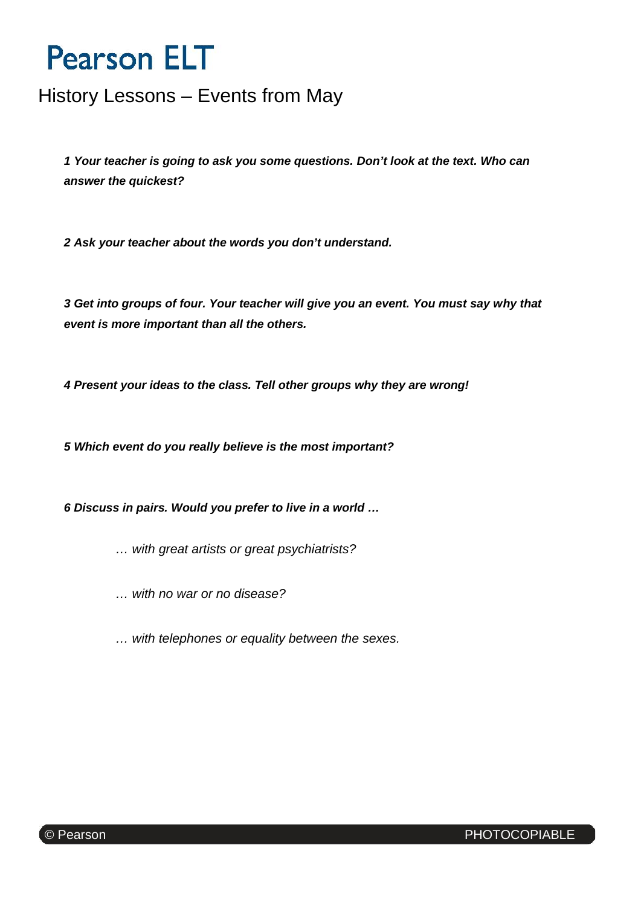# Pearson ELT

## History Lessons – Events from May

***1 Your teacher is going to ask you some questions. Don't look at the text. Who can answer the quickest?***

***2 Ask your teacher about the words you don't understand.***

***3 Get into groups of four. Your teacher will give you an event. You must say why that event is more important than all the others.***

***4 Present your ideas to the class. Tell other groups why they are wrong!***

***5 Which event do you really believe is the most important?***

***6 Discuss in pairs. Would you prefer to live in a world …***

*… with great artists or great psychiatrists?*

*… with no war or no disease?*

*… with telephones or equality between the sexes.*

© Pearson PHOTOCOPIABLE